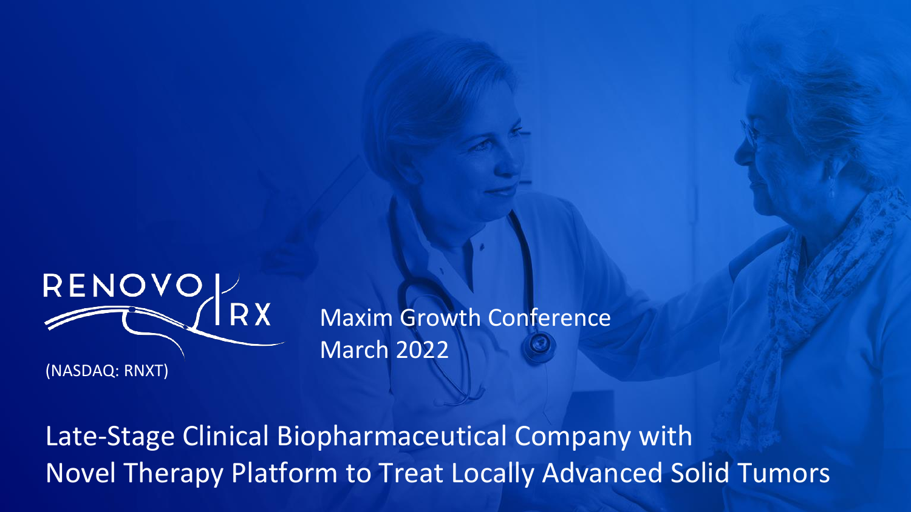RENOVORX

(NASDAQ: RNXT)

Maxim Growth Conference
March 2022

# Late-Stage Clinical Biopharmaceutical Company with Novel Therapy Platform to Treat Locally Advanced Solid Tumors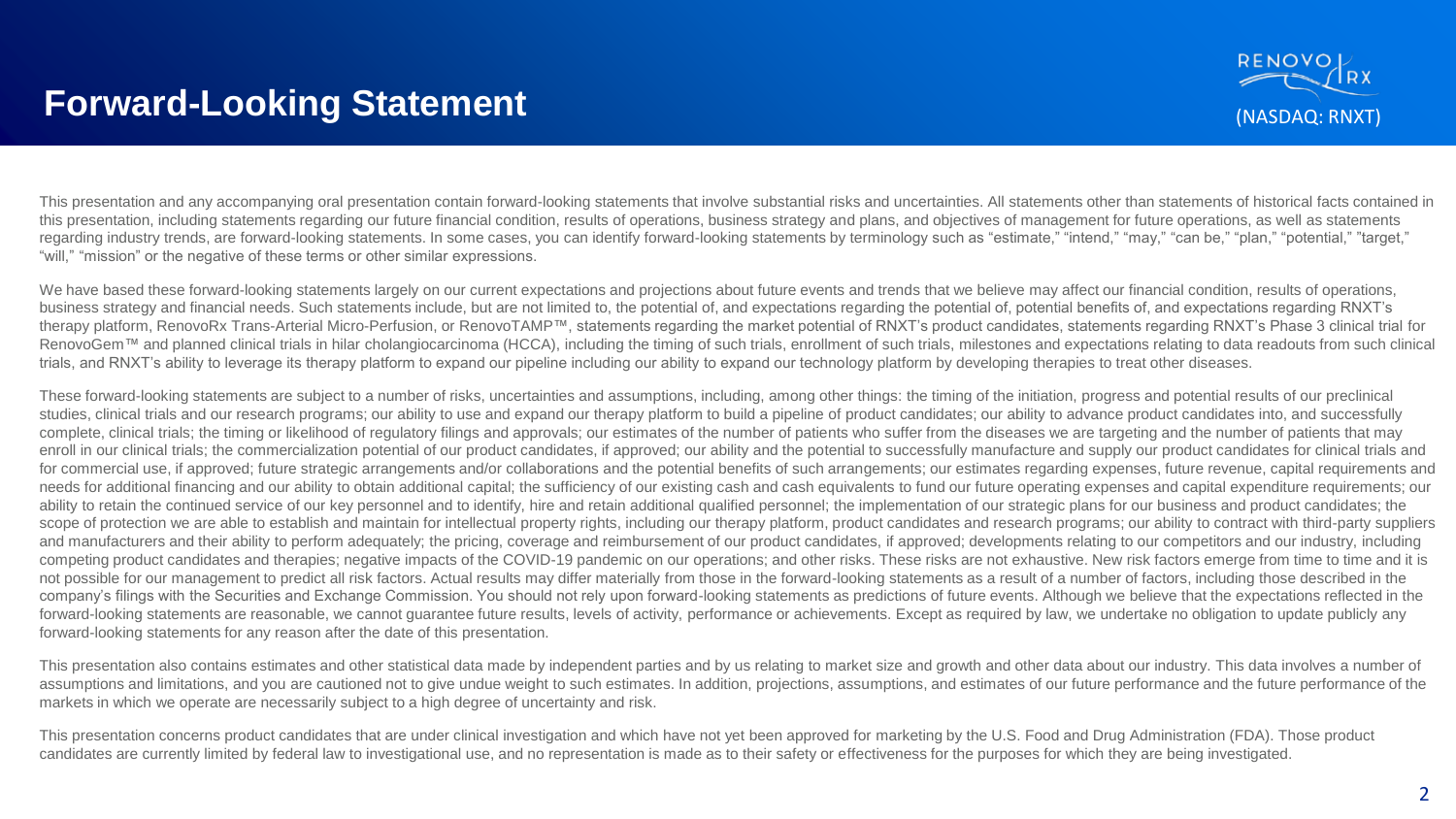# Forward-Looking Statement

RENOVORX (NASDAQ: RNXT)

This presentation and any accompanying oral presentation contain forward-looking statements that involve substantial risks and uncertainties. All statements other than statements of historical facts contained in this presentation, including statements regarding our future financial condition, results of operations, business strategy and plans, and objectives of management for future operations, as well as statements regarding industry trends, are forward-looking statements. In some cases, you can identify forward-looking statements by terminology such as "estimate," "intend," "may," "can be," "plan," "potential," "target," "will," "mission" or the negative of these terms or other similar expressions.

We have based these forward-looking statements largely on our current expectations and projections about future events and trends that we believe may affect our financial condition, results of operations, business strategy and financial needs. Such statements include, but are not limited to, the potential of, and expectations regarding the potential of, potential benefits of, and expectations regarding RNXT's therapy platform, RenovoRx Trans-Arterial Micro-Perfusion, or RenovoTAMP™, statements regarding the market potential of RNXT's product candidates, statements regarding RNXT's Phase 3 clinical trial for RenovoGem™ and planned clinical trials in hilar cholangiocarcinoma (HCCA), including the timing of such trials, enrollment of such trials, milestones and expectations relating to data readouts from such clinical trials, and RNXT's ability to leverage its therapy platform to expand our pipeline including our ability to expand our technology platform by developing therapies to treat other diseases.

These forward-looking statements are subject to a number of risks, uncertainties and assumptions, including, among other things: the timing of the initiation, progress and potential results of our preclinical studies, clinical trials and our research programs; our ability to use and expand our therapy platform to build a pipeline of product candidates; our ability to advance product candidates into, and successfully complete, clinical trials; the timing or likelihood of regulatory filings and approvals; our estimates of the number of patients who suffer from the diseases we are targeting and the number of patients that may enroll in our clinical trials; the commercialization potential of our product candidates, if approved; our ability and the potential to successfully manufacture and supply our product candidates for clinical trials and for commercial use, if approved; future strategic arrangements and/or collaborations and the potential benefits of such arrangements; our estimates regarding expenses, future revenue, capital requirements and needs for additional financing and our ability to obtain additional capital; the sufficiency of our existing cash and cash equivalents to fund our future operating expenses and capital expenditure requirements; our ability to retain the continued service of our key personnel and to identify, hire and retain additional qualified personnel; the implementation of our strategic plans for our business and product candidates; the scope of protection we are able to establish and maintain for intellectual property rights, including our therapy platform, product candidates and research programs; our ability to contract with third-party suppliers and manufacturers and their ability to perform adequately; the pricing, coverage and reimbursement of our product candidates, if approved; developments relating to our competitors and our industry, including competing product candidates and therapies; negative impacts of the COVID-19 pandemic on our operations; and other risks. These risks are not exhaustive. New risk factors emerge from time to time and it is not possible for our management to predict all risk factors. Actual results may differ materially from those in the forward-looking statements as a result of a number of factors, including those described in the company's filings with the Securities and Exchange Commission. You should not rely upon forward-looking statements as predictions of future events. Although we believe that the expectations reflected in the forward-looking statements are reasonable, we cannot guarantee future results, levels of activity, performance or achievements. Except as required by law, we undertake no obligation to update publicly any forward-looking statements for any reason after the date of this presentation.

This presentation also contains estimates and other statistical data made by independent parties and by us relating to market size and growth and other data about our industry. This data involves a number of assumptions and limitations, and you are cautioned not to give undue weight to such estimates. In addition, projections, assumptions, and estimates of our future performance and the future performance of the markets in which we operate are necessarily subject to a high degree of uncertainty and risk.

This presentation concerns product candidates that are under clinical investigation and which have not yet been approved for marketing by the U.S. Food and Drug Administration (FDA). Those product candidates are currently limited by federal law to investigational use, and no representation is made as to their safety or effectiveness for the purposes for which they are being investigated.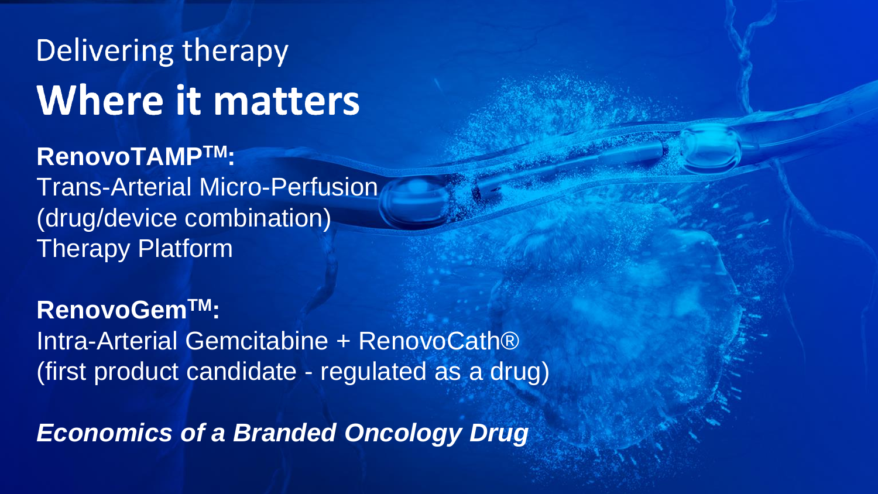Delivering therapy

# Where it matters

**RenovoTAMP™:**
Trans-Arterial Micro-Perfusion
(drug/device combination)
Therapy Platform

**RenovoGem™:**
Intra-Arterial Gemcitabine + RenovoCath®
(first product candidate - regulated as a drug)

***Economics of a Branded Oncology Drug***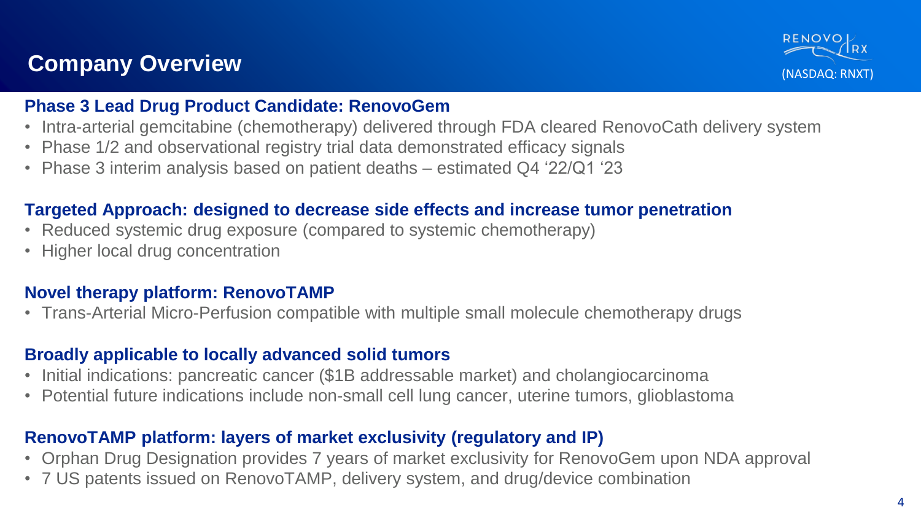# Company Overview

RENOVO RX (NASDAQ: RNXT)

### Phase 3 Lead Drug Product Candidate: RenovoGem

- Intra-arterial gemcitabine (chemotherapy) delivered through FDA cleared RenovoCath delivery system
- Phase 1/2 and observational registry trial data demonstrated efficacy signals
- Phase 3 interim analysis based on patient deaths – estimated Q4 ‘22/Q1 ‘23

### Targeted Approach: designed to decrease side effects and increase tumor penetration

- Reduced systemic drug exposure (compared to systemic chemotherapy)
- Higher local drug concentration

### Novel therapy platform: RenovoTAMP

- Trans-Arterial Micro-Perfusion compatible with multiple small molecule chemotherapy drugs

### Broadly applicable to locally advanced solid tumors

- Initial indications: pancreatic cancer ($1B addressable market) and cholangiocarcinoma
- Potential future indications include non-small cell lung cancer, uterine tumors, glioblastoma

### RenovoTAMP platform: layers of market exclusivity (regulatory and IP)

- Orphan Drug Designation provides 7 years of market exclusivity for RenovoGem upon NDA approval
- 7 US patents issued on RenovoTAMP, delivery system, and drug/device combination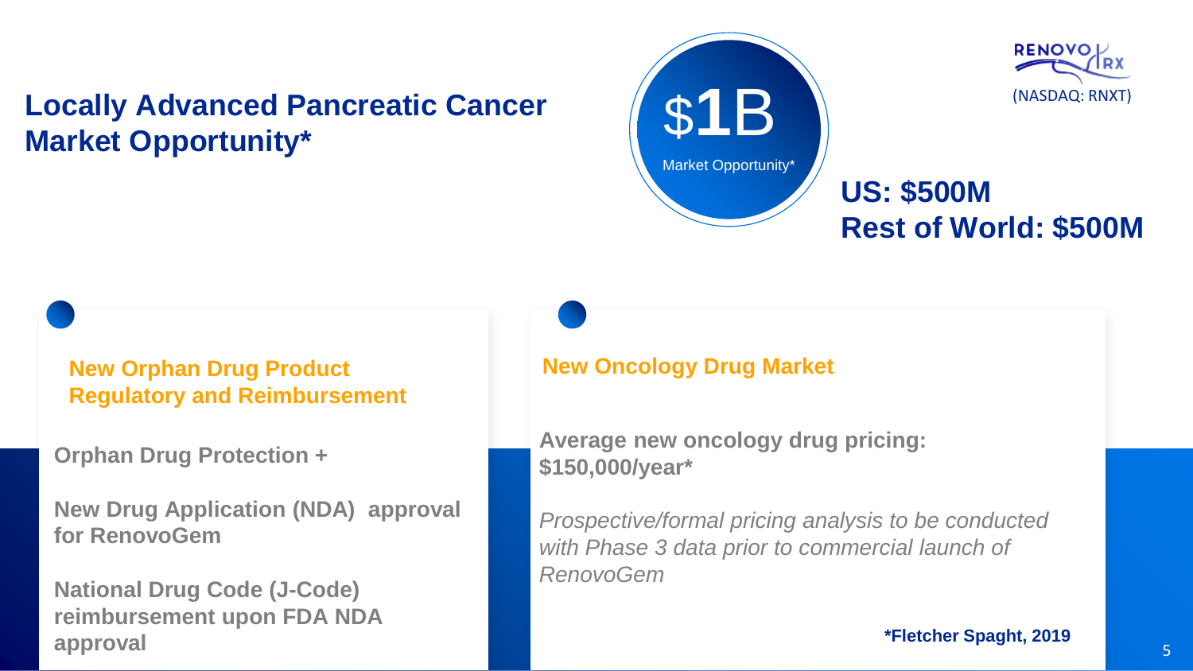# Locally Advanced Pancreatic Cancer Market Opportunity*

**$1B**
Market Opportunity*

RENOVO RX (NASDAQ: RNXT)

## US: $500M
## Rest of World: $500M

### New Orphan Drug Product Regulatory and Reimbursement

**Orphan Drug Protection +**

**New Drug Application (NDA) approval for RenovoGem**

**National Drug Code (J-Code) reimbursement upon FDA NDA approval**

### New Oncology Drug Market

**Average new oncology drug pricing: $150,000/year***

*Prospective/formal pricing analysis to be conducted with Phase 3 data prior to commercial launch of RenovoGem*

***Fletcher Spaght, 2019**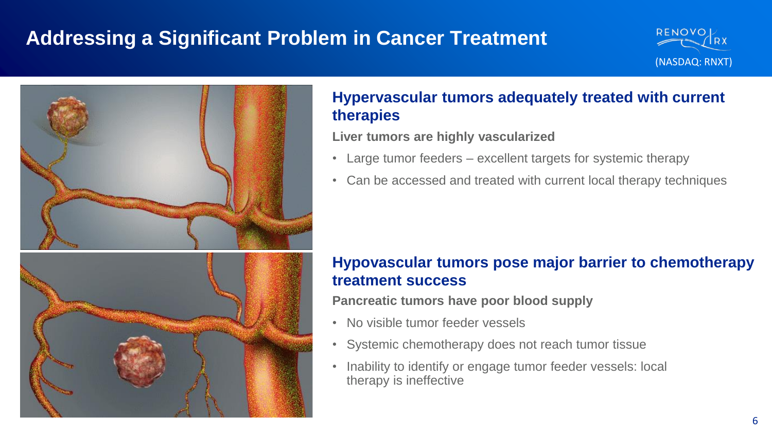# Addressing a Significant Problem in Cancer Treatment

## Hypervascular tumors adequately treated with current therapies

**Liver tumors are highly vascularized**

- Large tumor feeders – excellent targets for systemic therapy
- Can be accessed and treated with current local therapy techniques

## Hypovascular tumors pose major barrier to chemotherapy treatment success

**Pancreatic tumors have poor blood supply**

- No visible tumor feeder vessels
- Systemic chemotherapy does not reach tumor tissue
- Inability to identify or engage tumor feeder vessels: local therapy is ineffective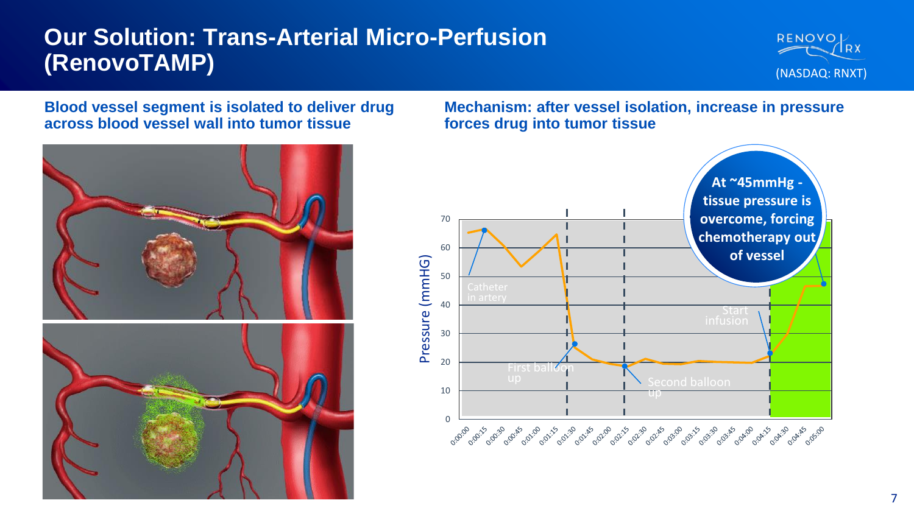# Our Solution: Trans-Arterial Micro-Perfusion (RenovoTAMP)

RENOVORX (NASDAQ: RNXT)

**Blood vessel segment is isolated to deliver drug across blood vessel wall into tumor tissue**

**Mechanism: after vessel isolation, increase in pressure forces drug into tumor tissue**

**At ~45mmHg - tissue pressure is overcome, forcing chemotherapy out of vessel**

Pressure (mmHG)

Catheter in artery

First balloon up

Second balloon up

Start infusion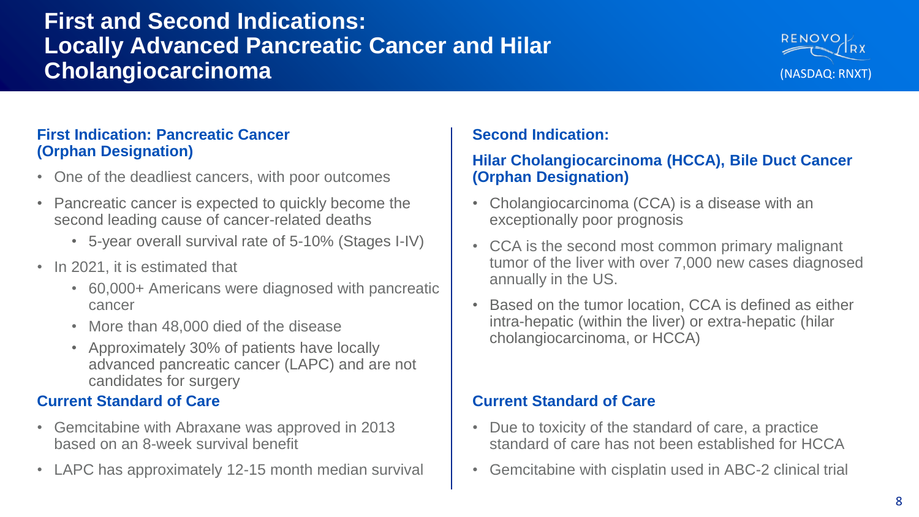# First and Second Indications: Locally Advanced Pancreatic Cancer and Hilar Cholangiocarcinoma

RENOVORX (NASDAQ: RNXT)

## First Indication: Pancreatic Cancer (Orphan Designation)

- One of the deadliest cancers, with poor outcomes
- Pancreatic cancer is expected to quickly become the second leading cause of cancer-related deaths
  - 5-year overall survival rate of 5-10% (Stages I-IV)
- In 2021, it is estimated that
  - 60,000+ Americans were diagnosed with pancreatic cancer
  - More than 48,000 died of the disease
  - Approximately 30% of patients have locally advanced pancreatic cancer (LAPC) and are not candidates for surgery

### Current Standard of Care

- Gemcitabine with Abraxane was approved in 2013 based on an 8-week survival benefit
- LAPC has approximately 12-15 month median survival

## Second Indication:

## Hilar Cholangiocarcinoma (HCCA), Bile Duct Cancer (Orphan Designation)

- Cholangiocarcinoma (CCA) is a disease with an exceptionally poor prognosis
- CCA is the second most common primary malignant tumor of the liver with over 7,000 new cases diagnosed annually in the US.
- Based on the tumor location, CCA is defined as either intra-hepatic (within the liver) or extra-hepatic (hilar cholangiocarcinoma, or HCCA)

### Current Standard of Care

- Due to toxicity of the standard of care, a practice standard of care has not been established for HCCA
- Gemcitabine with cisplatin used in ABC-2 clinical trial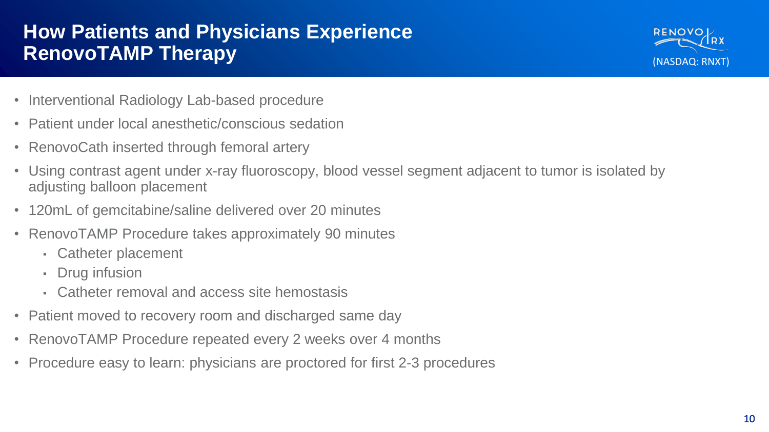# How Patients and Physicians Experience RenovoTAMP Therapy

RENOVORX (NASDAQ: RNXT)

- Interventional Radiology Lab-based procedure
- Patient under local anesthetic/conscious sedation
- RenovoCath inserted through femoral artery
- Using contrast agent under x-ray fluoroscopy, blood vessel segment adjacent to tumor is isolated by adjusting balloon placement
- 120mL of gemcitabine/saline delivered over 20 minutes
- RenovoTAMP Procedure takes approximately 90 minutes
  - Catheter placement
  - Drug infusion
  - Catheter removal and access site hemostasis
- Patient moved to recovery room and discharged same day
- RenovoTAMP Procedure repeated every 2 weeks over 4 months
- Procedure easy to learn: physicians are proctored for first 2-3 procedures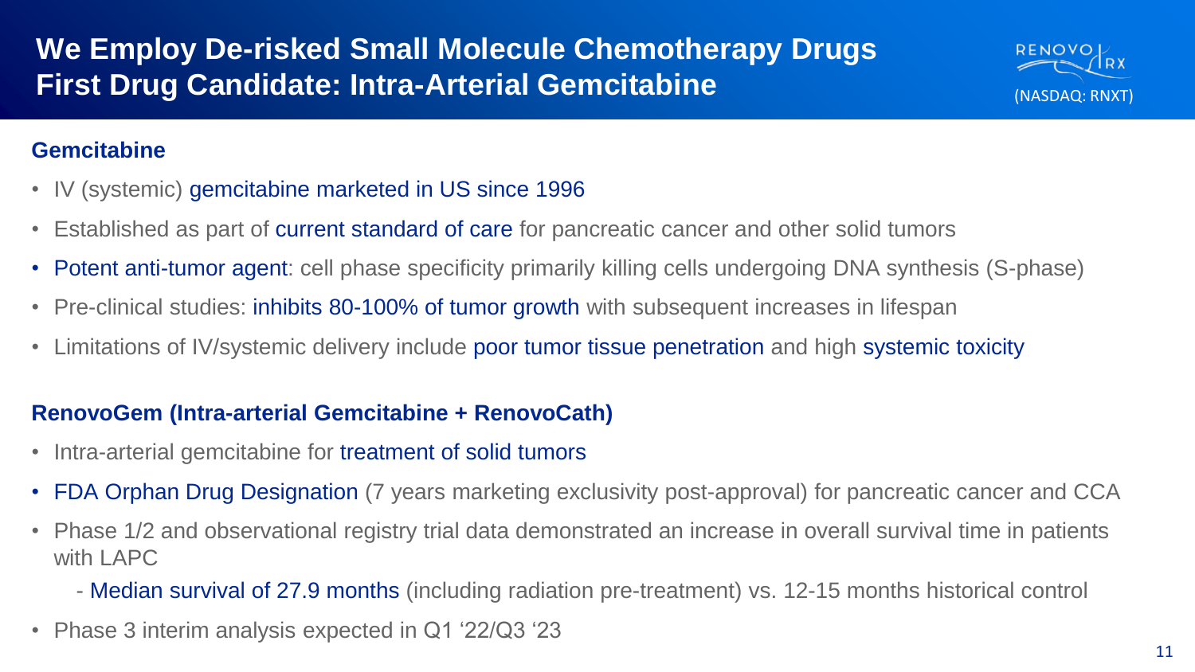# We Employ De-risked Small Molecule Chemotherapy Drugs
# First Drug Candidate: Intra-Arterial Gemcitabine

RENOVORX (NASDAQ: RNXT)

### Gemcitabine

- IV (systemic) gemcitabine marketed in US since 1996
- Established as part of current standard of care for pancreatic cancer and other solid tumors
- Potent anti-tumor agent: cell phase specificity primarily killing cells undergoing DNA synthesis (S-phase)
- Pre-clinical studies: inhibits 80-100% of tumor growth with subsequent increases in lifespan
- Limitations of IV/systemic delivery include poor tumor tissue penetration and high systemic toxicity

### RenovoGem (Intra-arterial Gemcitabine + RenovoCath)

- Intra-arterial gemcitabine for treatment of solid tumors
- FDA Orphan Drug Designation (7 years marketing exclusivity post-approval) for pancreatic cancer and CCA
- Phase 1/2 and observational registry trial data demonstrated an increase in overall survival time in patients with LAPC
  - Median survival of 27.9 months (including radiation pre-treatment) vs. 12-15 months historical control
- Phase 3 interim analysis expected in Q1 '22/Q3 '23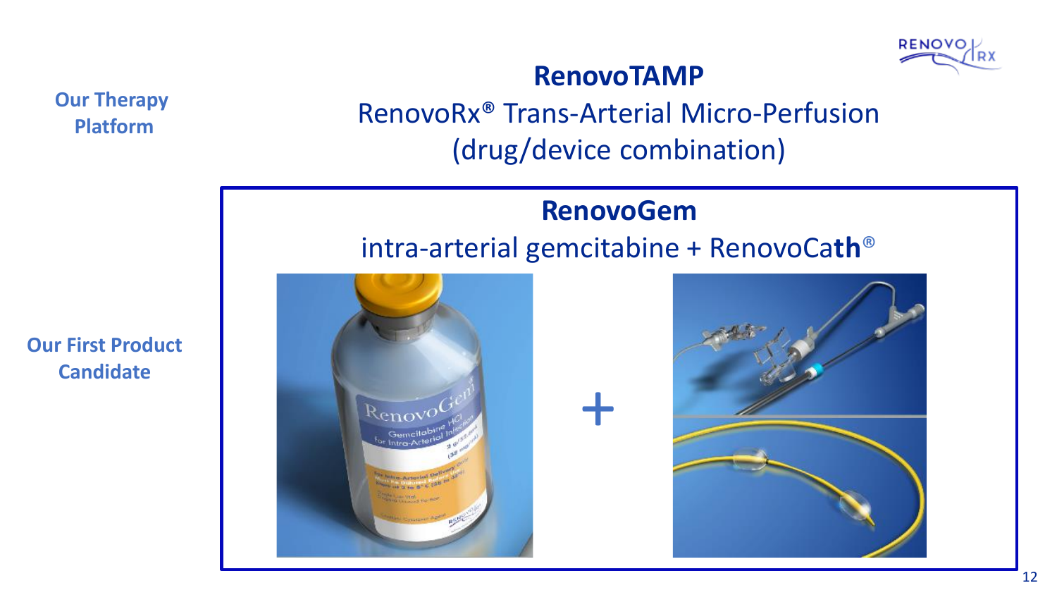Our Therapy Platform

# RenovoTAMP

RenovoRx® Trans-Arterial Micro-Perfusion
(drug/device combination)

Our First Product Candidate

## RenovoGem

intra-arterial gemcitabine + RenovoCath®

+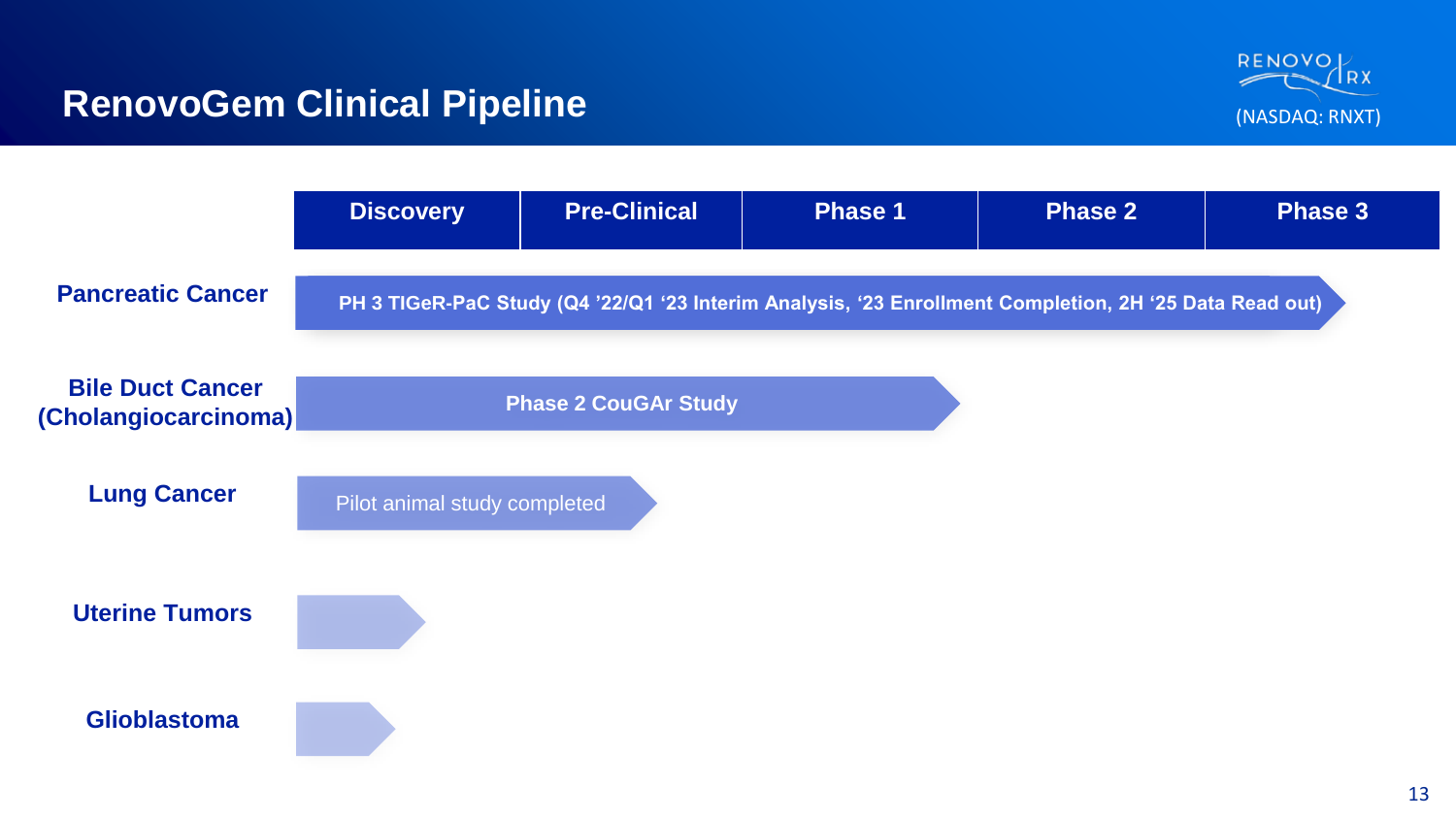# RenovoGem Clinical Pipeline

RENOVORX (NASDAQ: RNXT)

| Indication | Discovery | Pre-Clinical | Phase 1 | Phase 2 | Phase 3 |
|---|---|---|---|---|---|
| Pancreatic Cancer | PH 3 TIGeR-PaC Study (Q4 '22/Q1 '23 Interim Analysis, '23 Enrollment Completion, 2H '25 Data Read out) | | | | |
| Bile Duct Cancer (Cholangiocarcinoma) | Phase 2 CouGAr Study | | | | |
| Lung Cancer | Pilot animal study completed | | | | |
| Uterine Tumors | | | | | |
| Glioblastoma | | | | | |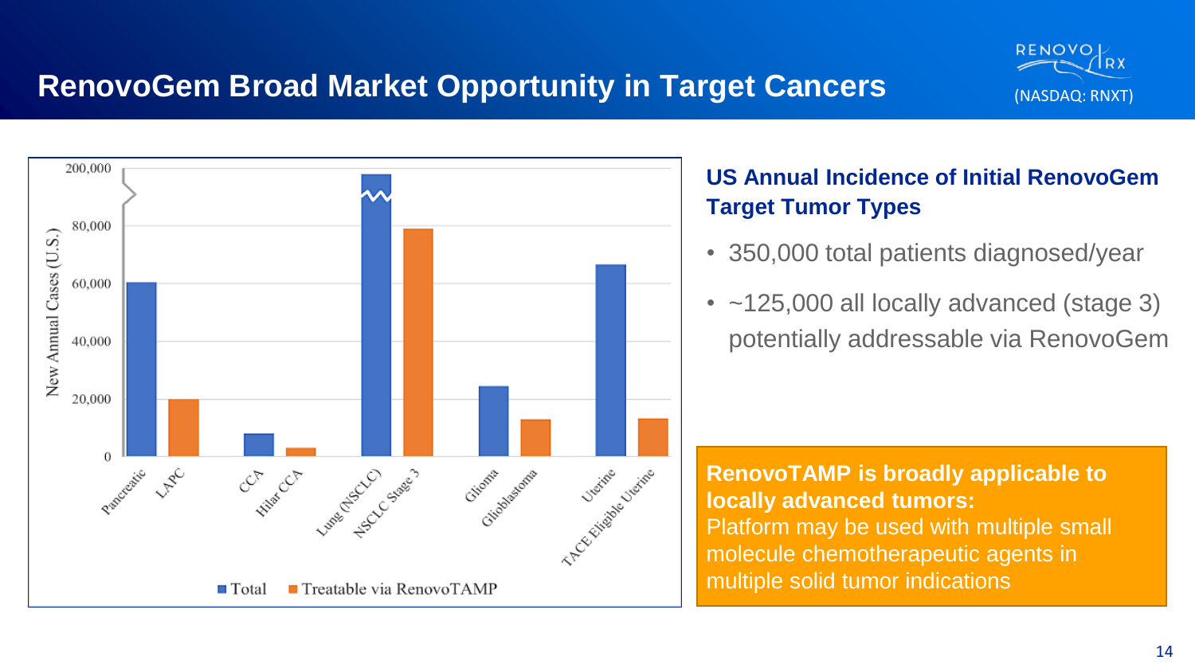# RenovoGem Broad Market Opportunity in Target Cancers

RENOVORX (NASDAQ: RNXT)

New Annual Cases (U.S.)

| Category | Total | Treatable via RenovoTAMP |
|---|---|---|
| Pancreatic / LAPC | 60,000 | 20,000 |
| CCA / Hilar CCA | 8,000 | 3,000 |
| Lung (NSCLC) / NSCLC Stage 3 | 200,000 | 79,000 |
| Glioma / Glioblastoma | 24,000 | 13,000 |
| Uterine / TACE Eligible Uterine | 66,000 | 13,000 |

■ Total ■ Treatable via RenovoTAMP

## US Annual Incidence of Initial RenovoGem Target Tumor Types

- 350,000 total patients diagnosed/year
- ~125,000 all locally advanced (stage 3) potentially addressable via RenovoGem

**RenovoTAMP is broadly applicable to locally advanced tumors:**
Platform may be used with multiple small molecule chemotherapeutic agents in multiple solid tumor indications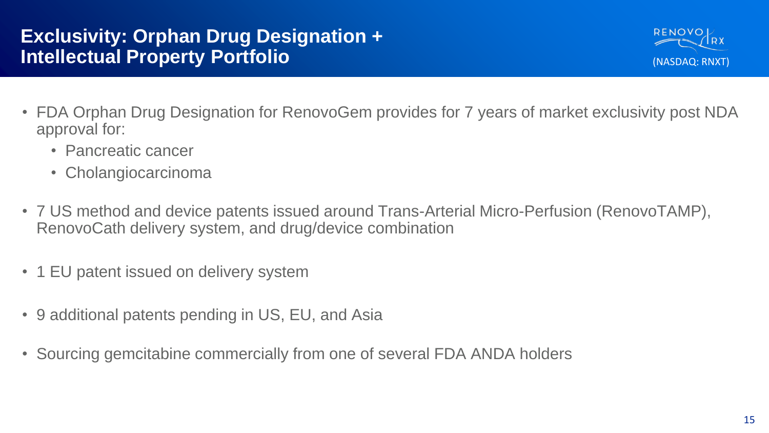# Exclusivity: Orphan Drug Designation + Intellectual Property Portfolio

- FDA Orphan Drug Designation for RenovoGem provides for 7 years of market exclusivity post NDA approval for:
  - Pancreatic cancer
  - Cholangiocarcinoma
- 7 US method and device patents issued around Trans-Arterial Micro-Perfusion (RenovoTAMP), RenovoCath delivery system, and drug/device combination
- 1 EU patent issued on delivery system
- 9 additional patents pending in US, EU, and Asia
- Sourcing gemcitabine commercially from one of several FDA ANDA holders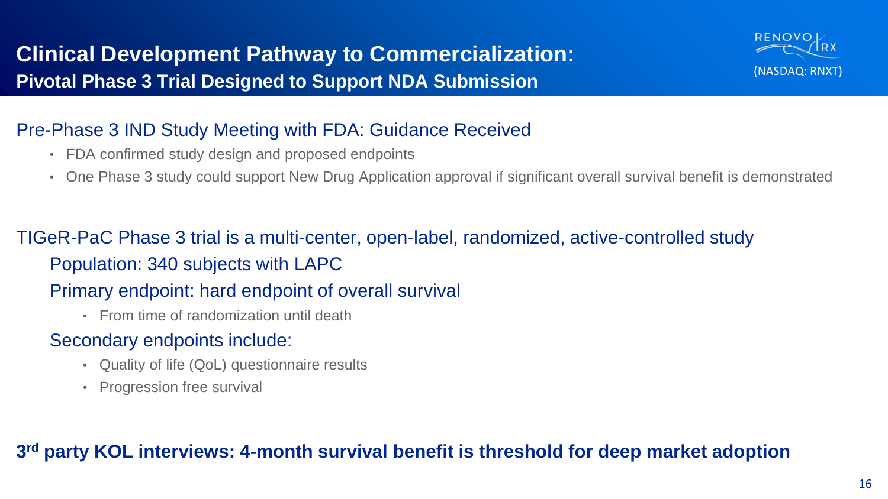# Clinical Development Pathway to Commercialization:

## Pivotal Phase 3 Trial Designed to Support NDA Submission

RENOVO RX (NASDAQ: RNXT)

### Pre-Phase 3 IND Study Meeting with FDA: Guidance Received

- FDA confirmed study design and proposed endpoints
- One Phase 3 study could support New Drug Application approval if significant overall survival benefit is demonstrated

### TIGeR-PaC Phase 3 trial is a multi-center, open-label, randomized, active-controlled study

Population: 340 subjects with LAPC

Primary endpoint: hard endpoint of overall survival

- From time of randomization until death

Secondary endpoints include:

- Quality of life (QoL) questionnaire results
- Progression free survival

**3rd party KOL interviews: 4-month survival benefit is threshold for deep market adoption**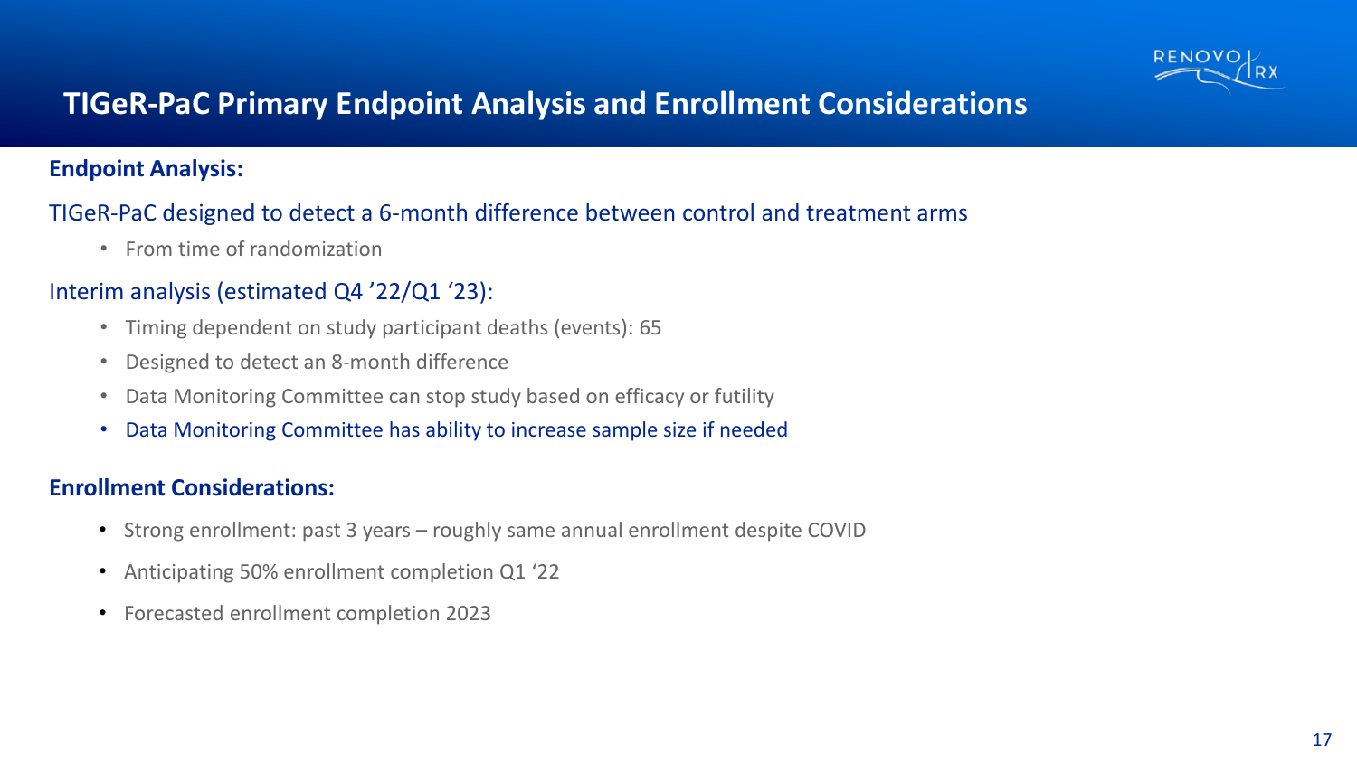# TIGeR-PaC Primary Endpoint Analysis and Enrollment Considerations

**Endpoint Analysis:**

TIGeR-PaC designed to detect a 6-month difference between control and treatment arms

- From time of randomization

Interim analysis (estimated Q4 '22/Q1 '23):

- Timing dependent on study participant deaths (events): 65
- Designed to detect an 8-month difference
- Data Monitoring Committee can stop study based on efficacy or futility
- Data Monitoring Committee has ability to increase sample size if needed

**Enrollment Considerations:**

- Strong enrollment: past 3 years – roughly same annual enrollment despite COVID
- Anticipating 50% enrollment completion Q1 '22
- Forecasted enrollment completion 2023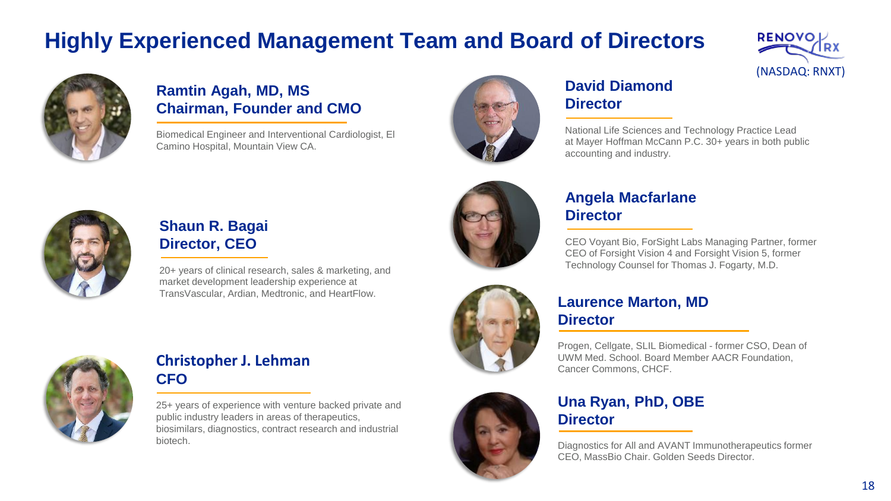# Highly Experienced Management Team and Board of Directors

RENOVORX (NASDAQ: RNXT)

### Ramtin Agah, MD, MS
### Chairman, Founder and CMO

Biomedical Engineer and Interventional Cardiologist, El Camino Hospital, Mountain View CA.

### Shaun R. Bagai
### Director, CEO

20+ years of clinical research, sales & marketing, and market development leadership experience at TransVascular, Ardian, Medtronic, and HeartFlow.

### Christopher J. Lehman
### CFO

25+ years of experience with venture backed private and public industry leaders in areas of therapeutics, biosimilars, diagnostics, contract research and industrial biotech.

### David Diamond
### Director

National Life Sciences and Technology Practice Lead at Mayer Hoffman McCann P.C. 30+ years in both public accounting and industry.

### Angela Macfarlane
### Director

CEO Voyant Bio, ForSight Labs Managing Partner, former CEO of Forsight Vision 4 and Forsight Vision 5, former Technology Counsel for Thomas J. Fogarty, M.D.

### Laurence Marton, MD
### Director

Progen, Cellgate, SLIL Biomedical - former CSO, Dean of UWM Med. School. Board Member AACR Foundation, Cancer Commons, CHCF.

### Una Ryan, PhD, OBE
### Director

Diagnostics for All and AVANT Immunotherapeutics former CEO, MassBio Chair. Golden Seeds Director.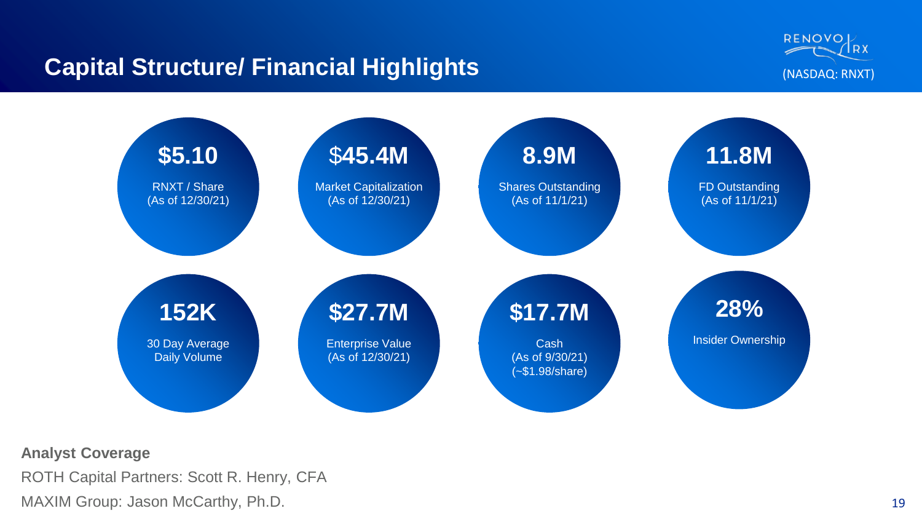# Capital Structure/ Financial Highlights

RENOVORX (NASDAQ: RNXT)

**$5.10**
RNXT / Share
(As of 12/30/21)

**$45.4M**
Market Capitalization
(As of 12/30/21)

**8.9M**
Shares Outstanding
(As of 11/1/21)

**11.8M**
FD Outstanding
(As of 11/1/21)

**152K**
30 Day Average
Daily Volume

**$27.7M**
Enterprise Value
(As of 12/30/21)

**$17.7M**
Cash
(As of 9/30/21)
(~$1.98/share)

**28%**
Insider Ownership

**Analyst Coverage**

ROTH Capital Partners: Scott R. Henry, CFA

MAXIM Group: Jason McCarthy, Ph.D.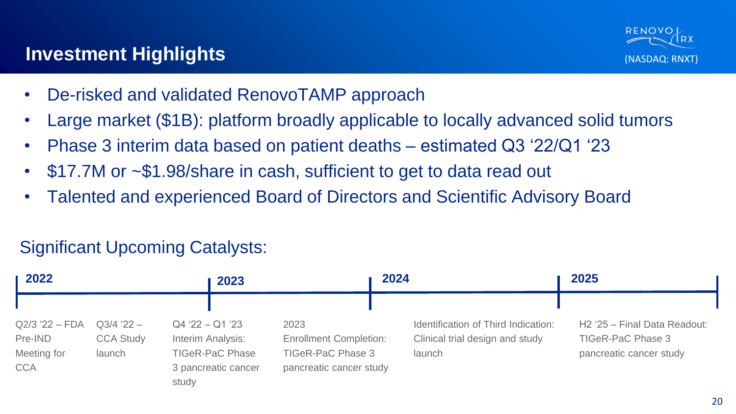# Investment Highlights

RENOVO RX (NASDAQ: RNXT)

- De-risked and validated RenovoTAMP approach
- Large market ($1B): platform broadly applicable to locally advanced solid tumors
- Phase 3 interim data based on patient deaths – estimated Q3 '22/Q1 '23
- $17.7M or ~$1.98/share in cash, sufficient to get to data read out
- Talented and experienced Board of Directors and Scientific Advisory Board

## Significant Upcoming Catalysts:

**2022**

- Q2/3 '22 – FDA Pre-IND Meeting for CCA
- Q3/4 '22 – CCA Study launch

**2023**

- Q4 '22 – Q1 '23 Interim Analysis: TIGeR-PaC Phase 3 pancreatic cancer study
- 2023 Enrollment Completion: TIGeR-PaC Phase 3 pancreatic cancer study

**2024**

- Identification of Third Indication: Clinical trial design and study launch

**2025**

- H2 '25 – Final Data Readout: TIGeR-PaC Phase 3 pancreatic cancer study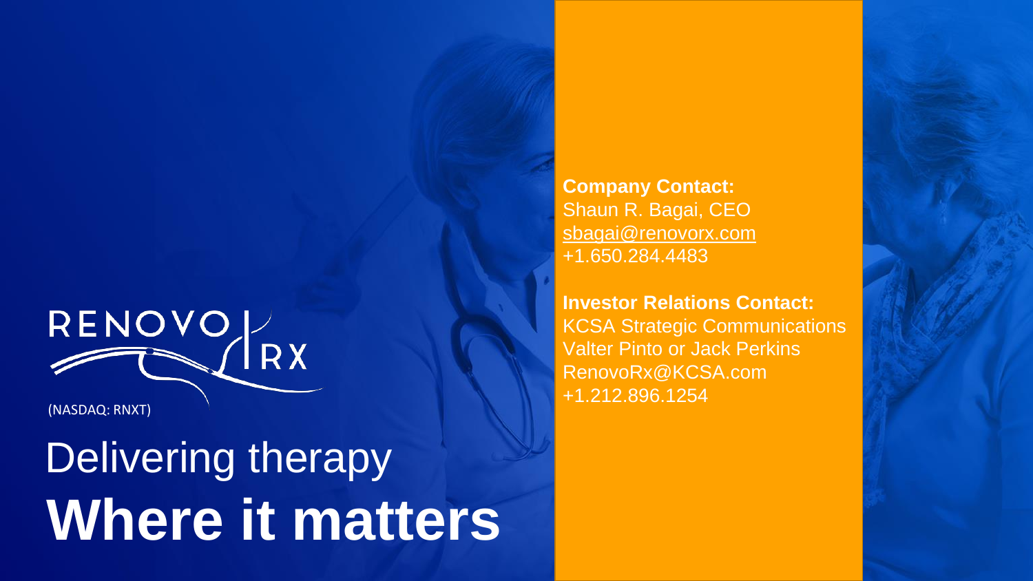RENOVO RX

(NASDAQ: RNXT)

# Delivering therapy
# **Where it matters**

**Company Contact:**
Shaun R. Bagai, CEO
sbagai@renovorx.com
+1.650.284.4483

**Investor Relations Contact:**
KCSA Strategic Communications
Valter Pinto or Jack Perkins
RenovoRx@KCSA.com
+1.212.896.1254